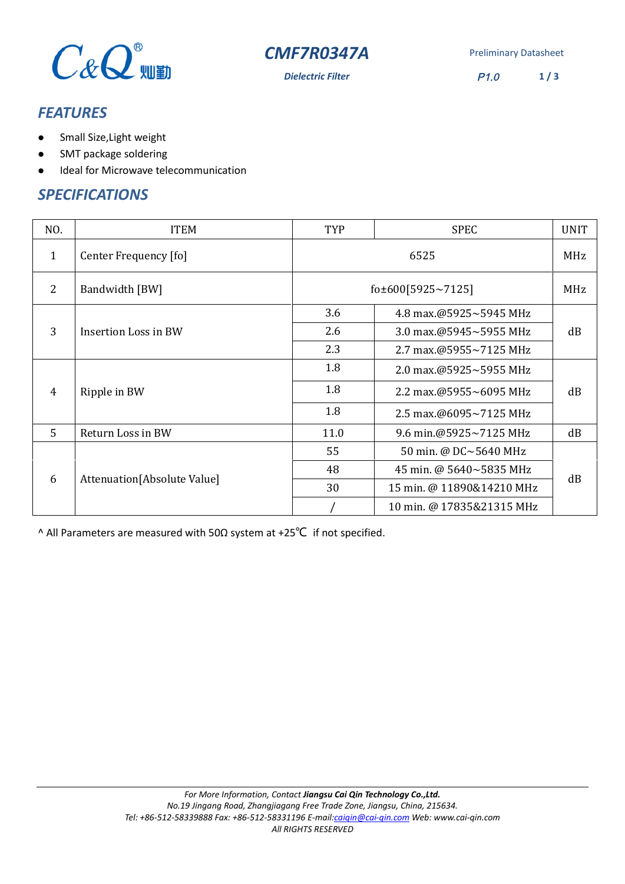# CMF7R0347A

***Dielectric Filter***

Preliminary Datasheet

P1.0

## FEATURES

- Small Size,Light weight
- SMT package soldering
- Ideal for Microwave telecommunication

## SPECIFICATIONS

| NO. | ITEM | TYP | SPEC | UNIT |
|---|---|---|---|---|
| 1 | Center Frequency [fo] | 6525 | | MHz |
| 2 | Bandwidth [BW] | fo±600[5925~7125] | | MHz |
| 3 | Insertion Loss in BW | 3.6 | 4.8 max.@5925~5945 MHz | dB |
| | | 2.6 | 3.0 max.@5945~5955 MHz | |
| | | 2.3 | 2.7 max.@5955~7125 MHz | |
| 4 | Ripple in BW | 1.8 | 2.0 max.@5925~5955 MHz | dB |
| | | 1.8 | 2.2 max.@5955~6095 MHz | |
| | | 1.8 | 2.5 max.@6095~7125 MHz | |
| 5 | Return Loss in BW | 11.0 | 9.6 min.@5925~7125 MHz | dB |
| 6 | Attenuation[Absolute Value] | 55 | 50 min. @ DC~5640 MHz | dB |
| | | 48 | 45 min. @ 5640~5835 MHz | |
| | | 30 | 15 min. @ 11890&14210 MHz | |
| | | / | 10 min. @ 17835&21315 MHz | |

^ All Parameters are measured with 50Ω system at +25℃ if not specified.

*For More Information, Contact* ***Jiangsu Cai Qin Technology Co.,Ltd.***
*No.19 Jingang Road, Zhangjiagang Free Trade Zone, Jiangsu, China, 215634.*
*Tel: +86-512-58339888 Fax: +86-512-58331196 E-mail:caiqin@cai-qin.com Web: www.cai-qin.com*
*All RIGHTS RESERVED*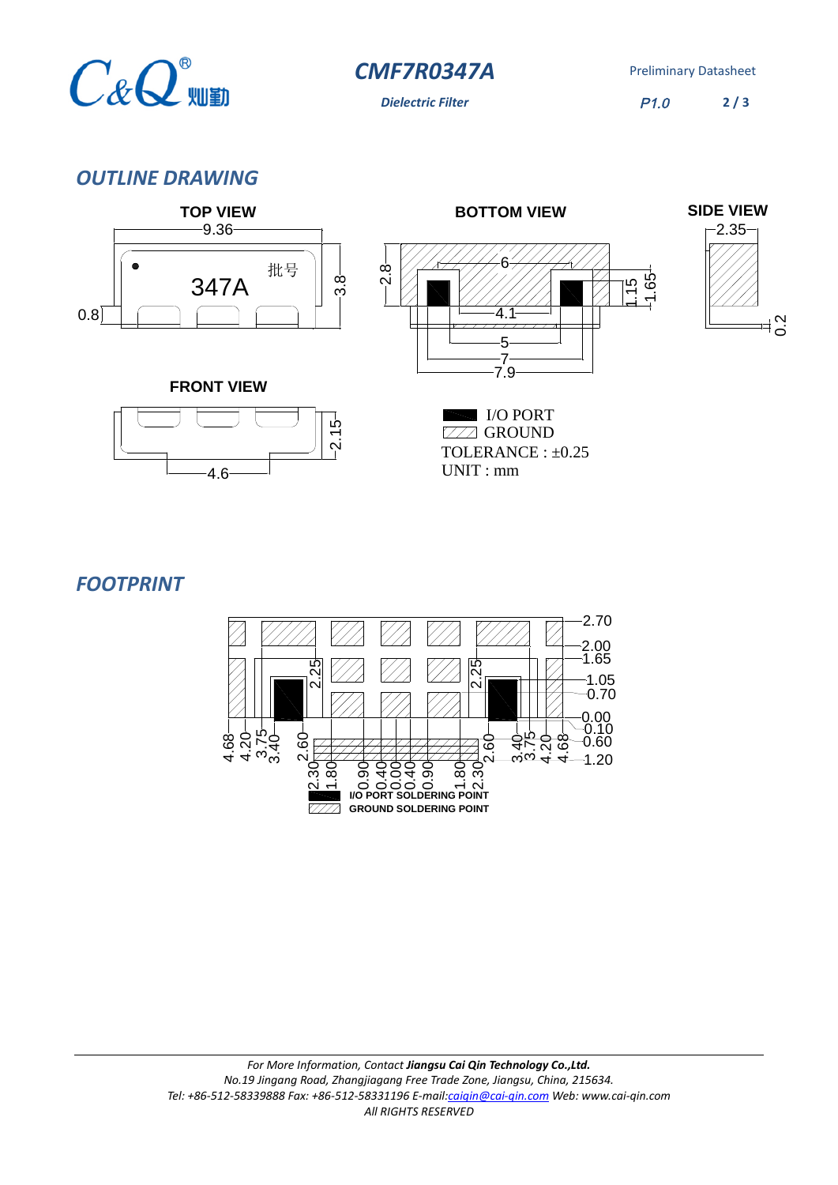## OUTLINE DRAWING

**TOP VIEW**

9.36

347A 批号

0.8

3.8

**BOTTOM VIEW**

2.8

6

4.1

5

7

7.9

1.15

1.65

**SIDE VIEW**

2.35

0.2

**FRONT VIEW**

2.15

4.6

I/O PORT
GROUND
TOLERANCE : ±0.25
UNIT : mm

## FOOTPRINT

2.70
2.00
1.65
1.05
0.70
0.00
0.10
0.60
1.20

2.25 2.25

4.68 4.20 3.75 3.40 2.60 2.30 1.80 0.90 0.40 0.00 0.40 0.90 1.80 2.30 2.60 3.40 3.75 4.20 4.68

I/O PORT SOLDERING POINT
GROUND SOLDERING POINT

*For More Information, Contact **Jiangsu Cai Qin Technology Co.,Ltd.***
*No.19 Jingang Road, Zhangjiagang Free Trade Zone, Jiangsu, China, 215634.*
*Tel: +86-512-58339888 Fax: +86-512-58331196 E-mail:caiqin@cai-qin.com Web: www.cai-qin.com*
*All RIGHTS RESERVED*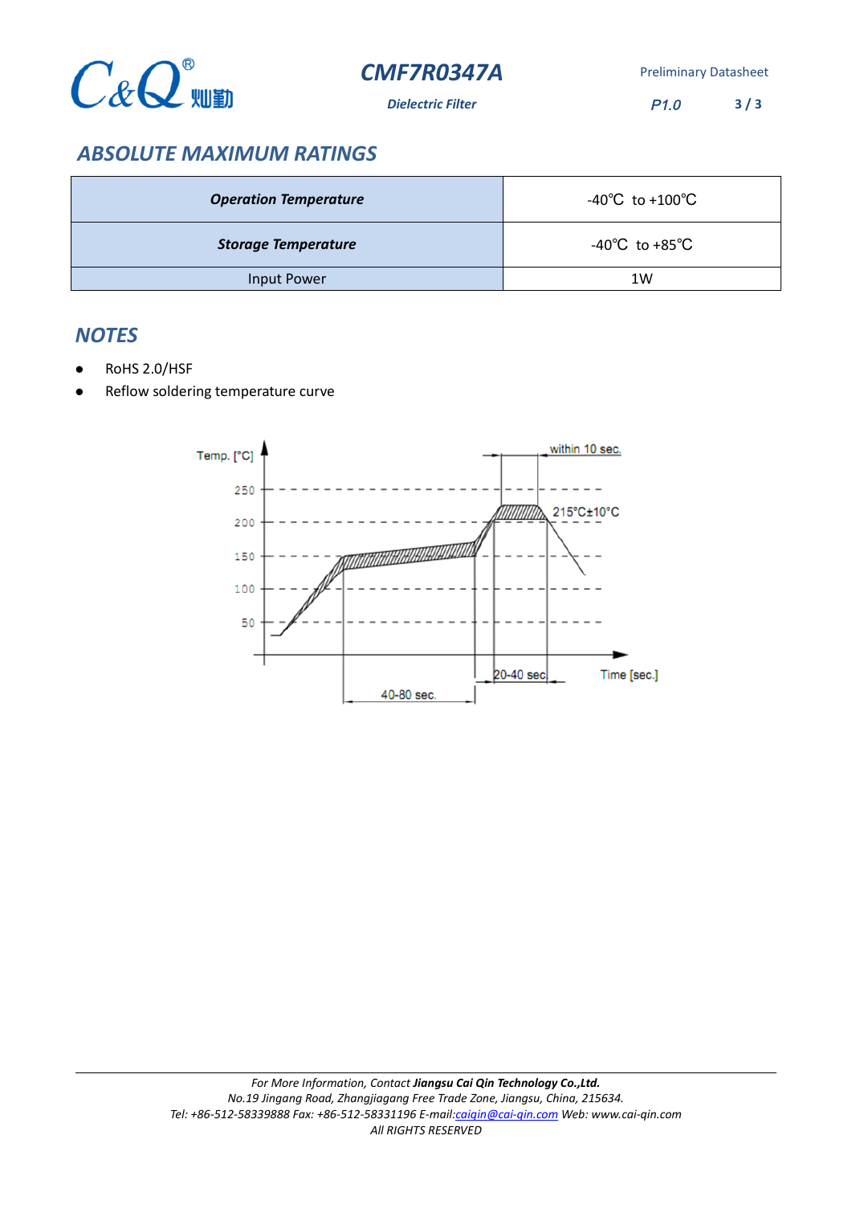## ABSOLUTE MAXIMUM RATINGS

| | |
|---|---|
| ***Operation Temperature*** | -40℃ to +100℃ |
| ***Storage Temperature*** | -40℃ to +85℃ |
| Input Power | 1W |

## NOTES

- RoHS 2.0/HSF
- Reflow soldering temperature curve

Temp. [°C]

250

200

150

100

50

within 10 sec.

215°C±10°C

20-40 sec

Time [sec.]

40-80 sec.

*For More Information, Contact **Jiangsu Cai Qin Technology Co.,Ltd.***
*No.19 Jingang Road, Zhangjiagang Free Trade Zone, Jiangsu, China, 215634.*
*Tel: +86-512-58339888 Fax: +86-512-58331196 E-mail:caiqin@cai-qin.com Web: www.cai-qin.com*
*All RIGHTS RESERVED*